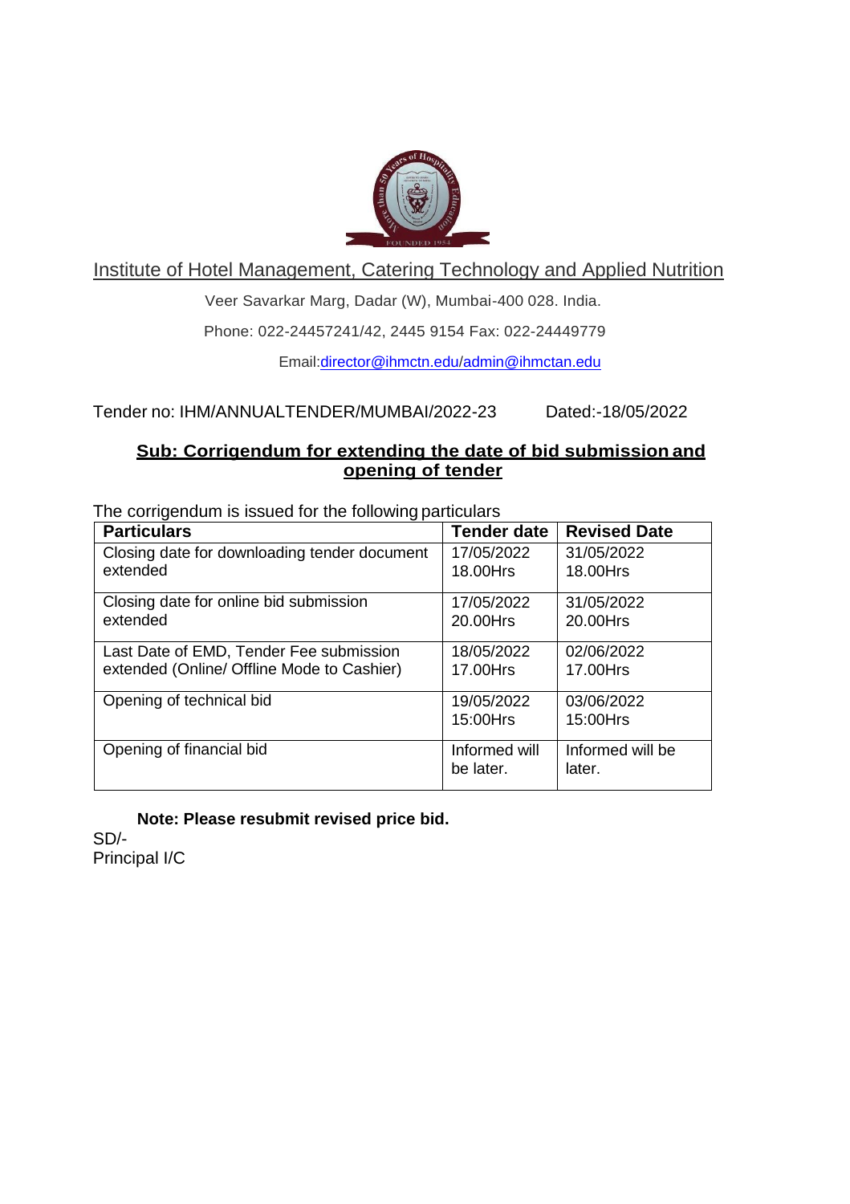# Institute of Hotel Management, Catering Technology and Applied Nutrition

Veer Savarkar Marg, Dadar (W), Mumbai-400 028. India.

Phone: 022-24457241/42, 2445 9154 Fax: 022-24449779

Email:director@ihmctn.edu/admin@ihmctan.edu

Tender no: IHM/ANNUALTENDER/MUMBAI/2022-23 Dated:-18/05/2022

**Sub: Corrigendum for extending the date of bid submission and opening of tender**

The corrigendum is issued for the following particulars

| Particulars | Tender date | Revised Date |
|---|---|---|
| Closing date for downloading tender document extended | 17/05/2022 18.00Hrs | 31/05/2022 18.00Hrs |
| Closing date for online bid submission extended | 17/05/2022 20.00Hrs | 31/05/2022 20.00Hrs |
| Last Date of EMD, Tender Fee submission extended (Online/ Offline Mode to Cashier) | 18/05/2022 17.00Hrs | 02/06/2022 17.00Hrs |
| Opening of technical bid | 19/05/2022 15:00Hrs | 03/06/2022 15:00Hrs |
| Opening of financial bid | Informed will be later. | Informed will be later. |

**Note: Please resubmit revised price bid.**

SD/-
Principal I/C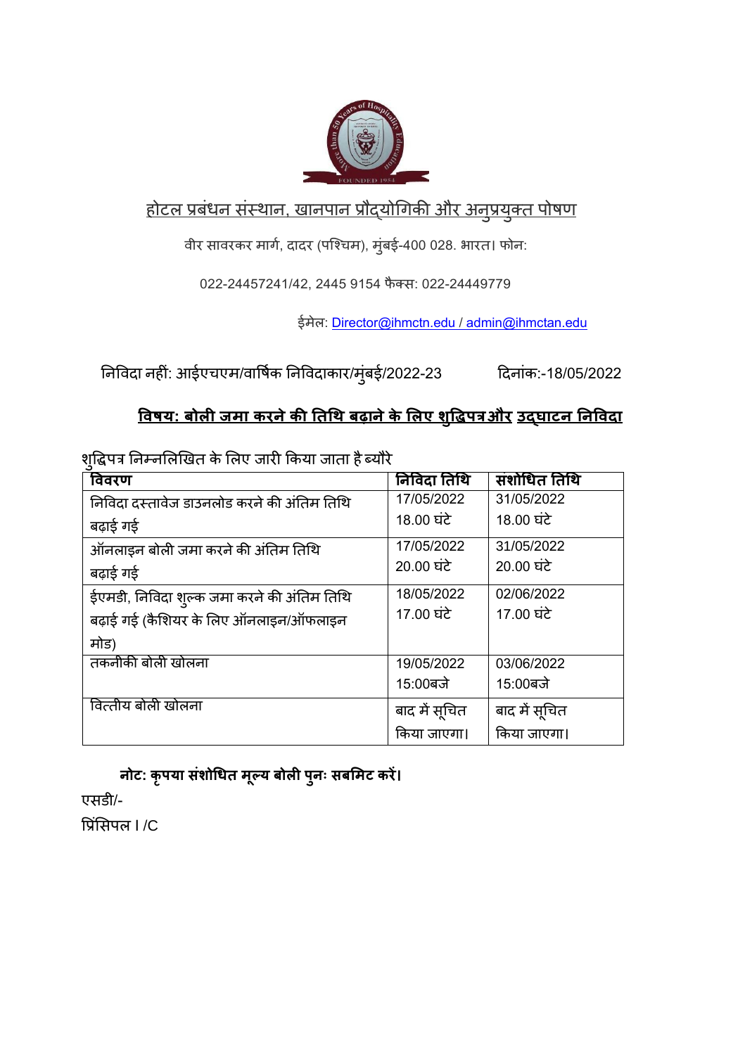होटल प्रबंधन संस्थान, खानपान प्रौद्योगिकी और अनुप्रयुक्त पोषण

वीर सावरकर मार्ग, दादर (पश्चिम), मुंबई-400 028. भारत। फोन:

022-24457241/42, 2445 9154 फैक्स: 022-24449779

ईमेल: Director@ihmctn.edu / admin@ihmctan.edu

निविदा नहीं: आईएचएम/वार्षिक निविदाकार/मुंबई/2022-23 दिनांक:-18/05/2022

**विषय: बोली जमा करने की तिथि बढ़ाने के लिए शुद्धिपत्र और उद्घाटन निविदा**

शुद्धिपत्र निम्नलिखित के लिए जारी किया जाता है ब्यौरे

| विवरण | निविदा तिथि | संशोधित तिथि |
|---|---|---|
| निविदा दस्तावेज डाउनलोड करने की अंतिम तिथि बढ़ाई गई | 17/05/2022 18.00 घंटे | 31/05/2022 18.00 घंटे |
| ऑनलाइन बोली जमा करने की अंतिम तिथि बढ़ाई गई | 17/05/2022 20.00 घंटे | 31/05/2022 20.00 घंटे |
| ईएमडी, निविदा शुल्क जमा करने की अंतिम तिथि बढ़ाई गई (कैशियर के लिए ऑनलाइन/ऑफलाइन मोड) | 18/05/2022 17.00 घंटे | 02/06/2022 17.00 घंटे |
| तकनीकी बोली खोलना | 19/05/2022 15:00बजे | 03/06/2022 15:00बजे |
| वित्तीय बोली खोलना | बाद में सूचित किया जाएगा। | बाद में सूचित किया जाएगा। |

**नोट: कृपया संशोधित मूल्य बोली पुनः सबमिट करें।**

एसडी/-

प्रिंसिपल I /C